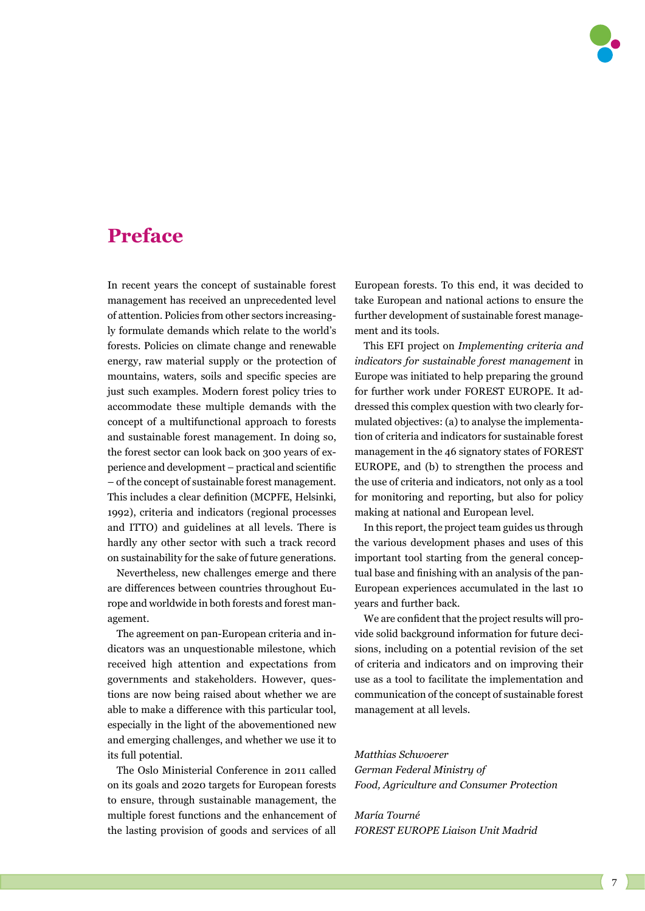# Preface

In recent years the concept of sustainable forest management has received an unprecedented level of attention. Policies from other sectors increasingly formulate demands which relate to the world's forests. Policies on climate change and renewable energy, raw material supply or the protection of mountains, waters, soils and specific species are just such examples. Modern forest policy tries to accommodate these multiple demands with the concept of a multifunctional approach to forests and sustainable forest management. In doing so, the forest sector can look back on 300 years of experience and development – practical and scientific – of the concept of sustainable forest management. This includes a clear definition (MCPFE, Helsinki, 1992), criteria and indicators (regional processes and ITTO) and guidelines at all levels. There is hardly any other sector with such a track record on sustainability for the sake of future generations.

Nevertheless, new challenges emerge and there are differences between countries throughout Europe and worldwide in both forests and forest management.

The agreement on pan-European criteria and indicators was an unquestionable milestone, which received high attention and expectations from governments and stakeholders. However, questions are now being raised about whether we are able to make a difference with this particular tool, especially in the light of the abovementioned new and emerging challenges, and whether we use it to its full potential.

The Oslo Ministerial Conference in 2011 called on its goals and 2020 targets for European forests to ensure, through sustainable management, the multiple forest functions and the enhancement of the lasting provision of goods and services of all European forests. To this end, it was decided to take European and national actions to ensure the further development of sustainable forest management and its tools.

This EFI project on *Implementing criteria and indicators for sustainable forest management* in Europe was initiated to help preparing the ground for further work under FOREST EUROPE. It addressed this complex question with two clearly formulated objectives: (a) to analyse the implementation of criteria and indicators for sustainable forest management in the 46 signatory states of FOREST EUROPE, and (b) to strengthen the process and the use of criteria and indicators, not only as a tool for monitoring and reporting, but also for policy making at national and European level.

In this report, the project team guides us through the various development phases and uses of this important tool starting from the general conceptual base and finishing with an analysis of the pan-European experiences accumulated in the last 10 years and further back.

We are confident that the project results will provide solid background information for future decisions, including on a potential revision of the set of criteria and indicators and on improving their use as a tool to facilitate the implementation and communication of the concept of sustainable forest management at all levels.

*Matthias Schwoerer*
*German Federal Ministry of*
*Food, Agriculture and Consumer Protection*

*María Tourné*
*FOREST EUROPE Liaison Unit Madrid*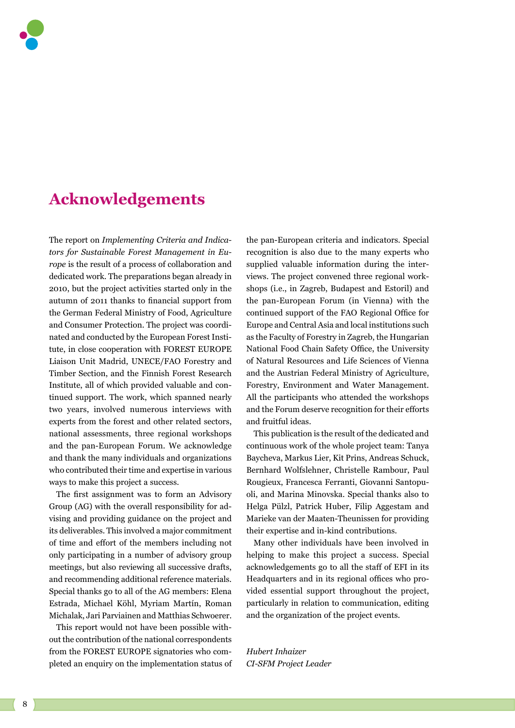# Acknowledgements

The report on *Implementing Criteria and Indicators for Sustainable Forest Management in Europe* is the result of a process of collaboration and dedicated work. The preparations began already in 2010, but the project activities started only in the autumn of 2011 thanks to financial support from the German Federal Ministry of Food, Agriculture and Consumer Protection. The project was coordinated and conducted by the European Forest Institute, in close cooperation with FOREST EUROPE Liaison Unit Madrid, UNECE/FAO Forestry and Timber Section, and the Finnish Forest Research Institute, all of which provided valuable and continued support. The work, which spanned nearly two years, involved numerous interviews with experts from the forest and other related sectors, national assessments, three regional workshops and the pan-European Forum. We acknowledge and thank the many individuals and organizations who contributed their time and expertise in various ways to make this project a success.

The first assignment was to form an Advisory Group (AG) with the overall responsibility for advising and providing guidance on the project and its deliverables. This involved a major commitment of time and effort of the members including not only participating in a number of advisory group meetings, but also reviewing all successive drafts, and recommending additional reference materials. Special thanks go to all of the AG members: Elena Estrada, Michael Köhl, Myriam Martín, Roman Michalak, Jari Parviainen and Matthias Schwoerer.

This report would not have been possible without the contribution of the national correspondents from the FOREST EUROPE signatories who completed an enquiry on the implementation status of the pan-European criteria and indicators. Special recognition is also due to the many experts who supplied valuable information during the interviews. The project convened three regional workshops (i.e., in Zagreb, Budapest and Estoril) and the pan-European Forum (in Vienna) with the continued support of the FAO Regional Office for Europe and Central Asia and local institutions such as the Faculty of Forestry in Zagreb, the Hungarian National Food Chain Safety Office, the University of Natural Resources and Life Sciences of Vienna and the Austrian Federal Ministry of Agriculture, Forestry, Environment and Water Management. All the participants who attended the workshops and the Forum deserve recognition for their efforts and fruitful ideas.

This publication is the result of the dedicated and continuous work of the whole project team: Tanya Baycheva, Markus Lier, Kit Prins, Andreas Schuck, Bernhard Wolfslehner, Christelle Rambour, Paul Rougieux, Francesca Ferranti, Giovanni Santopuoli, and Marina Minovska. Special thanks also to Helga Pülzl, Patrick Huber, Filip Aggestam and Marieke van der Maaten-Theunissen for providing their expertise and in-kind contributions.

Many other individuals have been involved in helping to make this project a success. Special acknowledgements go to all the staff of EFI in its Headquarters and in its regional offices who provided essential support throughout the project, particularly in relation to communication, editing and the organization of the project events.

*Hubert Inhaizer*
*CI-SFM Project Leader*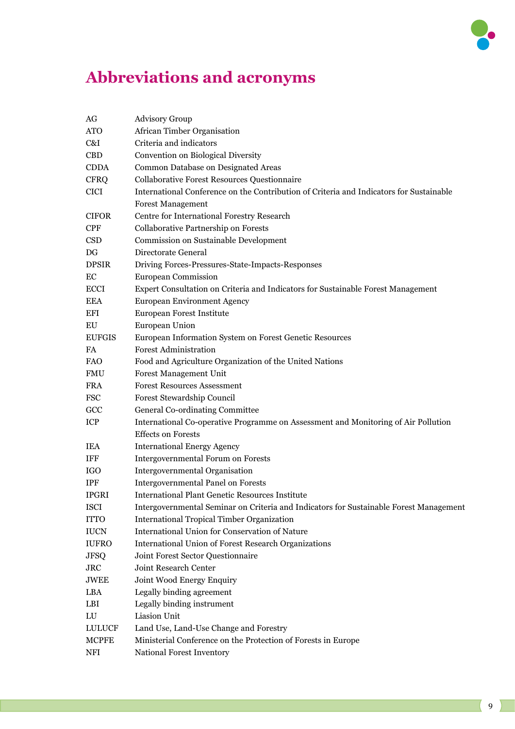# Abbreviations and acronyms

| | |
|---|---|
| AG | Advisory Group |
| ATO | African Timber Organisation |
| C&I | Criteria and indicators |
| CBD | Convention on Biological Diversity |
| CDDA | Common Database on Designated Areas |
| CFRQ | Collaborative Forest Resources Questionnaire |
| CICI | International Conference on the Contribution of Criteria and Indicators for Sustainable Forest Management |
| CIFOR | Centre for International Forestry Research |
| CPF | Collaborative Partnership on Forests |
| CSD | Commission on Sustainable Development |
| DG | Directorate General |
| DPSIR | Driving Forces-Pressures-State-Impacts-Responses |
| EC | European Commission |
| ECCI | Expert Consultation on Criteria and Indicators for Sustainable Forest Management |
| EEA | European Environment Agency |
| EFI | European Forest Institute |
| EU | European Union |
| EUFGIS | European Information System on Forest Genetic Resources |
| FA | Forest Administration |
| FAO | Food and Agriculture Organization of the United Nations |
| FMU | Forest Management Unit |
| FRA | Forest Resources Assessment |
| FSC | Forest Stewardship Council |
| GCC | General Co-ordinating Committee |
| ICP | International Co-operative Programme on Assessment and Monitoring of Air Pollution Effects on Forests |
| IEA | International Energy Agency |
| IFF | Intergovernmental Forum on Forests |
| IGO | Intergovernmental Organisation |
| IPF | Intergovernmental Panel on Forests |
| IPGRI | International Plant Genetic Resources Institute |
| ISCI | Intergovernmental Seminar on Criteria and Indicators for Sustainable Forest Management |
| ITTO | International Tropical Timber Organization |
| IUCN | International Union for Conservation of Nature |
| IUFRO | International Union of Forest Research Organizations |
| JFSQ | Joint Forest Sector Questionnaire |
| JRC | Joint Research Center |
| JWEE | Joint Wood Energy Enquiry |
| LBA | Legally binding agreement |
| LBI | Legally binding instrument |
| LU | Liasion Unit |
| LULUCF | Land Use, Land-Use Change and Forestry |
| MCPFE | Ministerial Conference on the Protection of Forests in Europe |
| NFI | National Forest Inventory |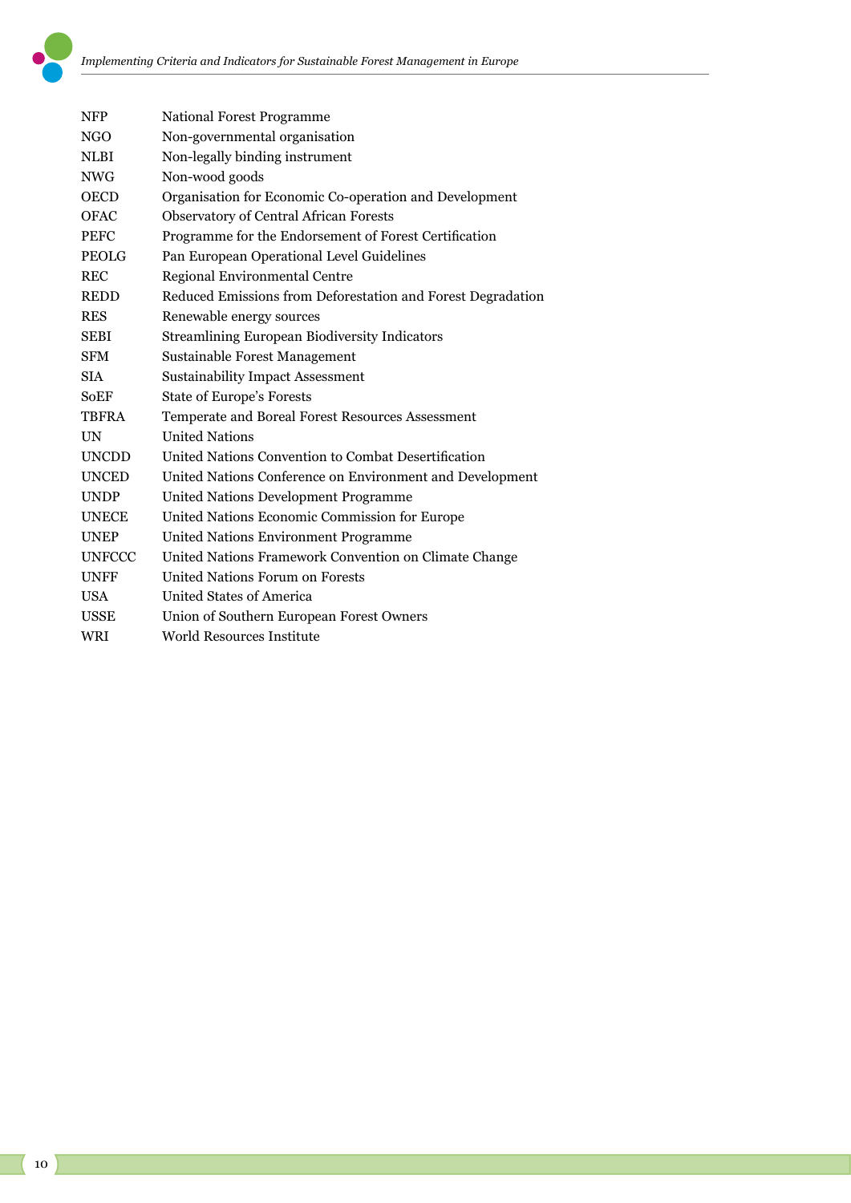| | |
|---|---|
| NFP | National Forest Programme |
| NGO | Non-governmental organisation |
| NLBI | Non-legally binding instrument |
| NWG | Non-wood goods |
| OECD | Organisation for Economic Co-operation and Development |
| OFAC | Observatory of Central African Forests |
| PEFC | Programme for the Endorsement of Forest Certification |
| PEOLG | Pan European Operational Level Guidelines |
| REC | Regional Environmental Centre |
| REDD | Reduced Emissions from Deforestation and Forest Degradation |
| RES | Renewable energy sources |
| SEBI | Streamlining European Biodiversity Indicators |
| SFM | Sustainable Forest Management |
| SIA | Sustainability Impact Assessment |
| SoEF | State of Europe's Forests |
| TBFRA | Temperate and Boreal Forest Resources Assessment |
| UN | United Nations |
| UNCDD | United Nations Convention to Combat Desertification |
| UNCED | United Nations Conference on Environment and Development |
| UNDP | United Nations Development Programme |
| UNECE | United Nations Economic Commission for Europe |
| UNEP | United Nations Environment Programme |
| UNFCCC | United Nations Framework Convention on Climate Change |
| UNFF | United Nations Forum on Forests |
| USA | United States of America |
| USSE | Union of Southern European Forest Owners |
| WRI | World Resources Institute |